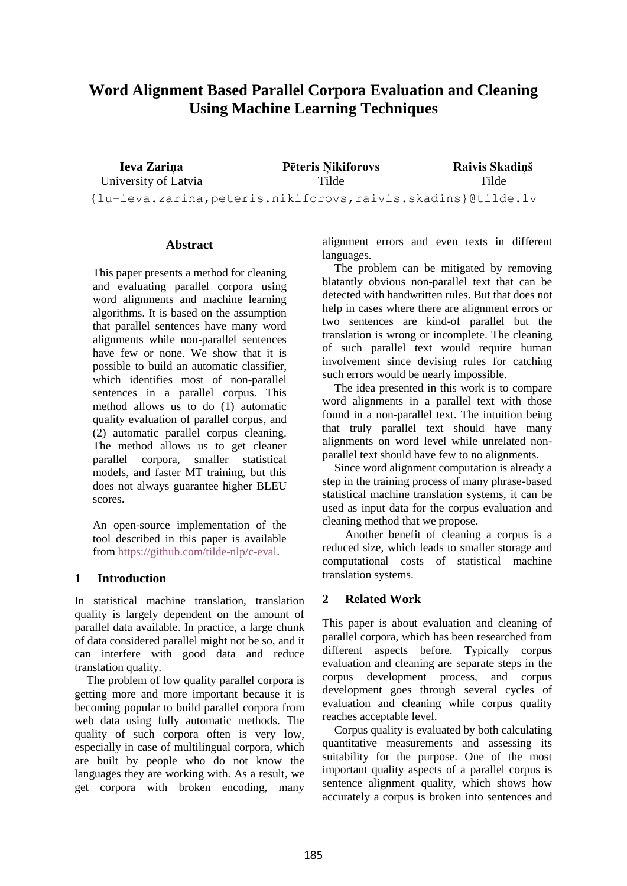# Word Alignment Based Parallel Corpora Evaluation and Cleaning Using Machine Learning Techniques

**Ieva Zariņa**
University of Latvia

**Pēteris Ņikiforovs**
Tilde

**Raivis Skadiņš**
Tilde

{lu-ieva.zarina,peteris.nikiforovs,raivis.skadins}@tilde.lv

## Abstract

This paper presents a method for cleaning and evaluating parallel corpora using word alignments and machine learning algorithms. It is based on the assumption that parallel sentences have many word alignments while non-parallel sentences have few or none. We show that it is possible to build an automatic classifier, which identifies most of non-parallel sentences in a parallel corpus. This method allows us to do (1) automatic quality evaluation of parallel corpus, and (2) automatic parallel corpus cleaning. The method allows us to get cleaner parallel corpora, smaller statistical models, and faster MT training, but this does not always guarantee higher BLEU scores.

An open-source implementation of the tool described in this paper is available from https://github.com/tilde-nlp/c-eval.

## 1 Introduction

In statistical machine translation, translation quality is largely dependent on the amount of parallel data available. In practice, a large chunk of data considered parallel might not be so, and it can interfere with good data and reduce translation quality.

The problem of low quality parallel corpora is getting more and more important because it is becoming popular to build parallel corpora from web data using fully automatic methods. The quality of such corpora often is very low, especially in case of multilingual corpora, which are built by people who do not know the languages they are working with. As a result, we get corpora with broken encoding, many alignment errors and even texts in different languages.

The problem can be mitigated by removing blatantly obvious non-parallel text that can be detected with handwritten rules. But that does not help in cases where there are alignment errors or two sentences are kind-of parallel but the translation is wrong or incomplete. The cleaning of such parallel text would require human involvement since devising rules for catching such errors would be nearly impossible.

The idea presented in this work is to compare word alignments in a parallel text with those found in a non-parallel text. The intuition being that truly parallel text should have many alignments on word level while unrelated non-parallel text should have few to no alignments.

Since word alignment computation is already a step in the training process of many phrase-based statistical machine translation systems, it can be used as input data for the corpus evaluation and cleaning method that we propose.

Another benefit of cleaning a corpus is a reduced size, which leads to smaller storage and computational costs of statistical machine translation systems.

## 2 Related Work

This paper is about evaluation and cleaning of parallel corpora, which has been researched from different aspects before. Typically corpus evaluation and cleaning are separate steps in the corpus development process, and corpus development goes through several cycles of evaluation and cleaning while corpus quality reaches acceptable level.

Corpus quality is evaluated by both calculating quantitative measurements and assessing its suitability for the purpose. One of the most important quality aspects of a parallel corpus is sentence alignment quality, which shows how accurately a corpus is broken into sentences and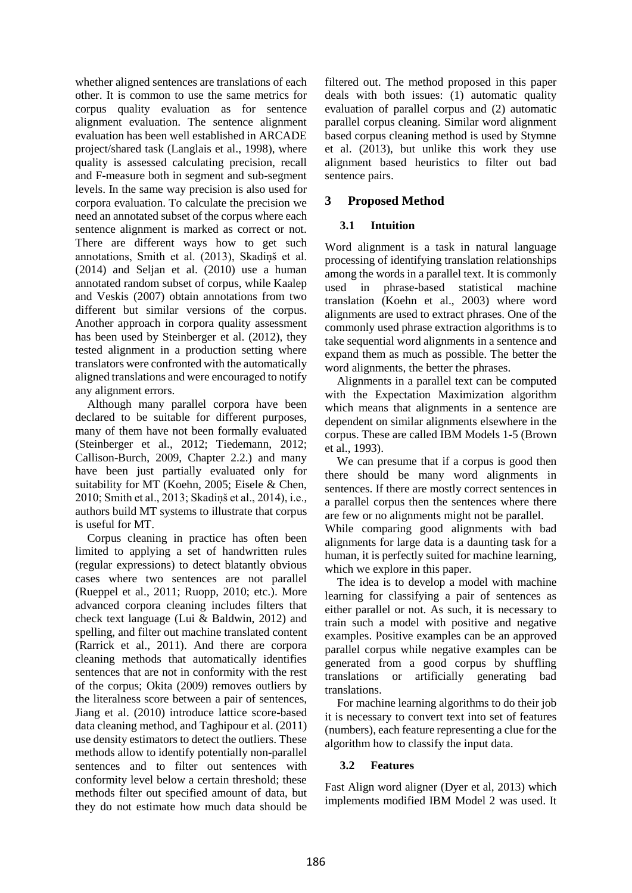whether aligned sentences are translations of each other. It is common to use the same metrics for corpus quality evaluation as for sentence alignment evaluation. The sentence alignment evaluation has been well established in ARCADE project/shared task (Langlais et al., 1998), where quality is assessed calculating precision, recall and F-measure both in segment and sub-segment levels. In the same way precision is also used for corpora evaluation. To calculate the precision we need an annotated subset of the corpus where each sentence alignment is marked as correct or not. There are different ways how to get such annotations, Smith et al. (2013), Skadiņš et al. (2014) and Seljan et al. (2010) use a human annotated random subset of corpus, while Kaalep and Veskis (2007) obtain annotations from two different but similar versions of the corpus. Another approach in corpora quality assessment has been used by Steinberger et al. (2012), they tested alignment in a production setting where translators were confronted with the automatically aligned translations and were encouraged to notify any alignment errors.

Although many parallel corpora have been declared to be suitable for different purposes, many of them have not been formally evaluated (Steinberger et al., 2012; Tiedemann, 2012; Callison-Burch, 2009, Chapter 2.2.) and many have been just partially evaluated only for suitability for MT (Koehn, 2005; Eisele & Chen, 2010; Smith et al., 2013; Skadiņš et al., 2014), i.e., authors build MT systems to illustrate that corpus is useful for MT.

Corpus cleaning in practice has often been limited to applying a set of handwritten rules (regular expressions) to detect blatantly obvious cases where two sentences are not parallel (Rueppel et al., 2011; Ruopp, 2010; etc.). More advanced corpora cleaning includes filters that check text language (Lui & Baldwin, 2012) and spelling, and filter out machine translated content (Rarrick et al., 2011). And there are corpora cleaning methods that automatically identifies sentences that are not in conformity with the rest of the corpus; Okita (2009) removes outliers by the literalness score between a pair of sentences, Jiang et al. (2010) introduce lattice score-based data cleaning method, and Taghipour et al. (2011) use density estimators to detect the outliers. These methods allow to identify potentially non-parallel sentences and to filter out sentences with conformity level below a certain threshold; these methods filter out specified amount of data, but they do not estimate how much data should be filtered out. The method proposed in this paper deals with both issues: (1) automatic quality evaluation of parallel corpus and (2) automatic parallel corpus cleaning. Similar word alignment based corpus cleaning method is used by Stymne et al. (2013), but unlike this work they use alignment based heuristics to filter out bad sentence pairs.

# 3 Proposed Method

## 3.1 Intuition

Word alignment is a task in natural language processing of identifying translation relationships among the words in a parallel text. It is commonly used in phrase-based statistical machine translation (Koehn et al., 2003) where word alignments are used to extract phrases. One of the commonly used phrase extraction algorithms is to take sequential word alignments in a sentence and expand them as much as possible. The better the word alignments, the better the phrases.

Alignments in a parallel text can be computed with the Expectation Maximization algorithm which means that alignments in a sentence are dependent on similar alignments elsewhere in the corpus. These are called IBM Models 1-5 (Brown et al., 1993).

We can presume that if a corpus is good then there should be many word alignments in sentences. If there are mostly correct sentences in a parallel corpus then the sentences where there are few or no alignments might not be parallel. While comparing good alignments with bad alignments for large data is a daunting task for a human, it is perfectly suited for machine learning, which we explore in this paper.

The idea is to develop a model with machine learning for classifying a pair of sentences as either parallel or not. As such, it is necessary to train such a model with positive and negative examples. Positive examples can be an approved parallel corpus while negative examples can be generated from a good corpus by shuffling translations or artificially generating bad translations.

For machine learning algorithms to do their job it is necessary to convert text into set of features (numbers), each feature representing a clue for the algorithm how to classify the input data.

## 3.2 Features

Fast Align word aligner (Dyer et al, 2013) which implements modified IBM Model 2 was used. It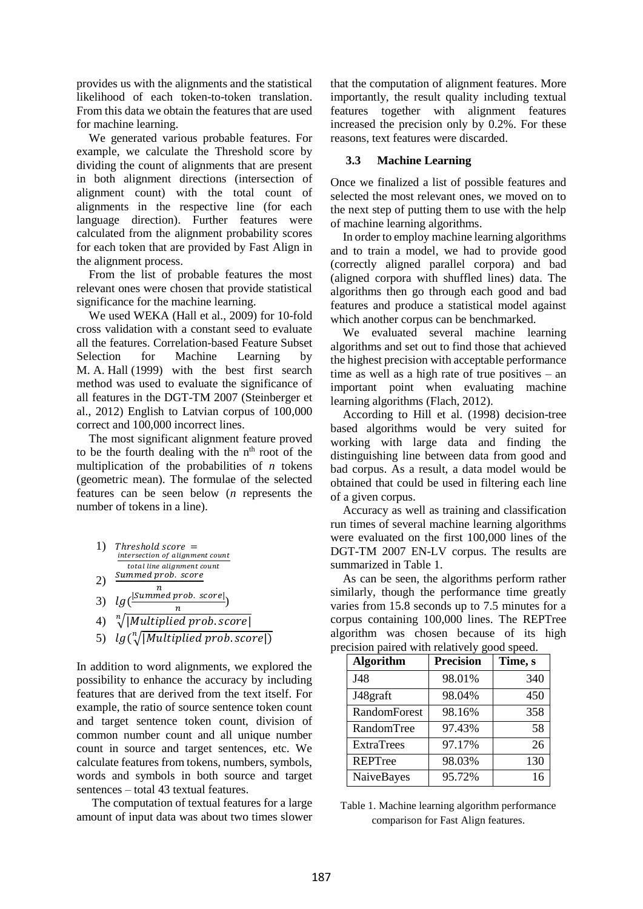provides us with the alignments and the statistical likelihood of each token-to-token translation. From this data we obtain the features that are used for machine learning.

We generated various probable features. For example, we calculate the Threshold score by dividing the count of alignments that are present in both alignment directions (intersection of alignment count) with the total count of alignments in the respective line (for each language direction). Further features were calculated from the alignment probability scores for each token that are provided by Fast Align in the alignment process.

From the list of probable features the most relevant ones were chosen that provide statistical significance for the machine learning.

We used WEKA (Hall et al., 2009) for 10-fold cross validation with a constant seed to evaluate all the features. Correlation-based Feature Subset Selection for Machine Learning by M. A. Hall (1999) with the best first search method was used to evaluate the significance of all features in the DGT-TM 2007 (Steinberger et al., 2012) English to Latvian corpus of 100,000 correct and 100,000 incorrect lines.

The most significant alignment feature proved to be the fourth dealing with the n[th] root of the multiplication of the probabilities of *n* tokens (geometric mean). The formulae of the selected features can be seen below (*n* represents the number of tokens in a line).

1) $Threshold\ score = \frac{intersection\ of\ alignment\ count}{total\ line\ alignment\ count}$
2) $\frac{Summed\ prob.\ score}{n}$
3) $lg(\frac{|Summed\ prob.\ score|}{n})$
4) $\sqrt[n]{|Multiplied\ prob. score|}$
5) $lg(\sqrt[n]{|Multiplied\ prob. score|})$

In addition to word alignments, we explored the possibility to enhance the accuracy by including features that are derived from the text itself. For example, the ratio of source sentence token count and target sentence token count, division of common number count and all unique number count in source and target sentences, etc. We calculate features from tokens, numbers, symbols, words and symbols in both source and target sentences – total 43 textual features.

The computation of textual features for a large amount of input data was about two times slower that the computation of alignment features. More importantly, the result quality including textual features together with alignment features increased the precision only by 0.2%. For these reasons, text features were discarded.

### 3.3 Machine Learning

Once we finalized a list of possible features and selected the most relevant ones, we moved on to the next step of putting them to use with the help of machine learning algorithms.

In order to employ machine learning algorithms and to train a model, we had to provide good (correctly aligned parallel corpora) and bad (aligned corpora with shuffled lines) data. The algorithms then go through each good and bad features and produce a statistical model against which another corpus can be benchmarked.

We evaluated several machine learning algorithms and set out to find those that achieved the highest precision with acceptable performance time as well as a high rate of true positives – an important point when evaluating machine learning algorithms (Flach, 2012).

According to Hill et al. (1998) decision-tree based algorithms would be very suited for working with large data and finding the distinguishing line between data from good and bad corpus. As a result, a data model would be obtained that could be used in filtering each line of a given corpus.

Accuracy as well as training and classification run times of several machine learning algorithms were evaluated on the first 100,000 lines of the DGT-TM 2007 EN-LV corpus. The results are summarized in Table 1.

As can be seen, the algorithms perform rather similarly, though the performance time greatly varies from 15.8 seconds up to 7.5 minutes for a corpus containing 100,000 lines. The REPTree algorithm was chosen because of its high precision paired with relatively good speed.

| Algorithm | Precision | Time, s |
|---|---|---|
| J48 | 98.01% | 340 |
| J48graft | 98.04% | 450 |
| RandomForest | 98.16% | 358 |
| RandomTree | 97.43% | 58 |
| ExtraTrees | 97.17% | 26 |
| REPTree | 98.03% | 130 |
| NaiveBayes | 95.72% | 16 |

Table 1. Machine learning algorithm performance comparison for Fast Align features.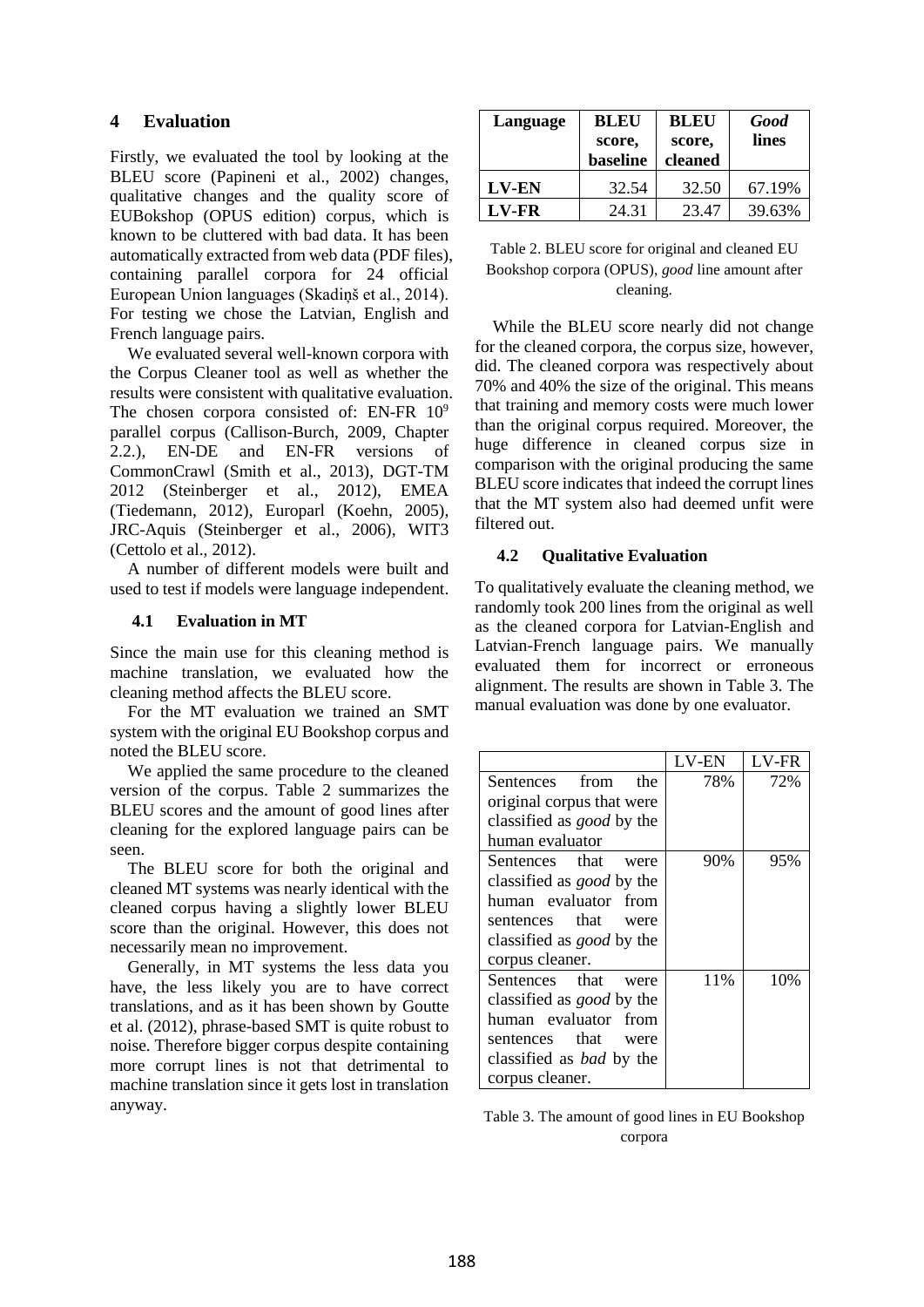## 4 Evaluation

Firstly, we evaluated the tool by looking at the BLEU score (Papineni et al., 2002) changes, qualitative changes and the quality score of EUBokshop (OPUS edition) corpus, which is known to be cluttered with bad data. It has been automatically extracted from web data (PDF files), containing parallel corpora for 24 official European Union languages (Skadiņš et al., 2014). For testing we chose the Latvian, English and French language pairs.

We evaluated several well-known corpora with the Corpus Cleaner tool as well as whether the results were consistent with qualitative evaluation. The chosen corpora consisted of: EN-FR $10^9$ parallel corpus (Callison-Burch, 2009, Chapter 2.2.), EN-DE and EN-FR versions of CommonCrawl (Smith et al., 2013), DGT-TM 2012 (Steinberger et al., 2012), EMEA (Tiedemann, 2012), Europarl (Koehn, 2005), JRC-Aquis (Steinberger et al., 2006), WIT3 (Cettolo et al., 2012).

A number of different models were built and used to test if models were language independent.

### 4.1 Evaluation in MT

Since the main use for this cleaning method is machine translation, we evaluated how the cleaning method affects the BLEU score.

For the MT evaluation we trained an SMT system with the original EU Bookshop corpus and noted the BLEU score.

We applied the same procedure to the cleaned version of the corpus. Table 2 summarizes the BLEU scores and the amount of good lines after cleaning for the explored language pairs can be seen.

The BLEU score for both the original and cleaned MT systems was nearly identical with the cleaned corpus having a slightly lower BLEU score than the original. However, this does not necessarily mean no improvement.

Generally, in MT systems the less data you have, the less likely you are to have correct translations, and as it has been shown by Goutte et al. (2012), phrase-based SMT is quite robust to noise. Therefore bigger corpus despite containing more corrupt lines is not that detrimental to machine translation since it gets lost in translation anyway.

| Language | BLEU score, baseline | BLEU score, cleaned | *Good* lines |
|---|---|---|---|
| **LV-EN** | 32.54 | 32.50 | 67.19% |
| **LV-FR** | 24.31 | 23.47 | 39.63% |

Table 2. BLEU score for original and cleaned EU Bookshop corpora (OPUS), *good* line amount after cleaning.

While the BLEU score nearly did not change for the cleaned corpora, the corpus size, however, did. The cleaned corpora was respectively about 70% and 40% the size of the original. This means that training and memory costs were much lower than the original corpus required. Moreover, the huge difference in cleaned corpus size in comparison with the original producing the same BLEU score indicates that indeed the corrupt lines that the MT system also had deemed unfit were filtered out.

### 4.2 Qualitative Evaluation

To qualitatively evaluate the cleaning method, we randomly took 200 lines from the original as well as the cleaned corpora for Latvian-English and Latvian-French language pairs. We manually evaluated them for incorrect or erroneous alignment. The results are shown in Table 3. The manual evaluation was done by one evaluator.

| | LV-EN | LV-FR |
|---|---|---|
| Sentences from the original corpus that were classified as *good* by the human evaluator | 78% | 72% |
| Sentences that were classified as *good* by the human evaluator from sentences that were classified as *good* by the corpus cleaner. | 90% | 95% |
| Sentences that were classified as *good* by the human evaluator from sentences that were classified as *bad* by the corpus cleaner. | 11% | 10% |

Table 3. The amount of good lines in EU Bookshop corpora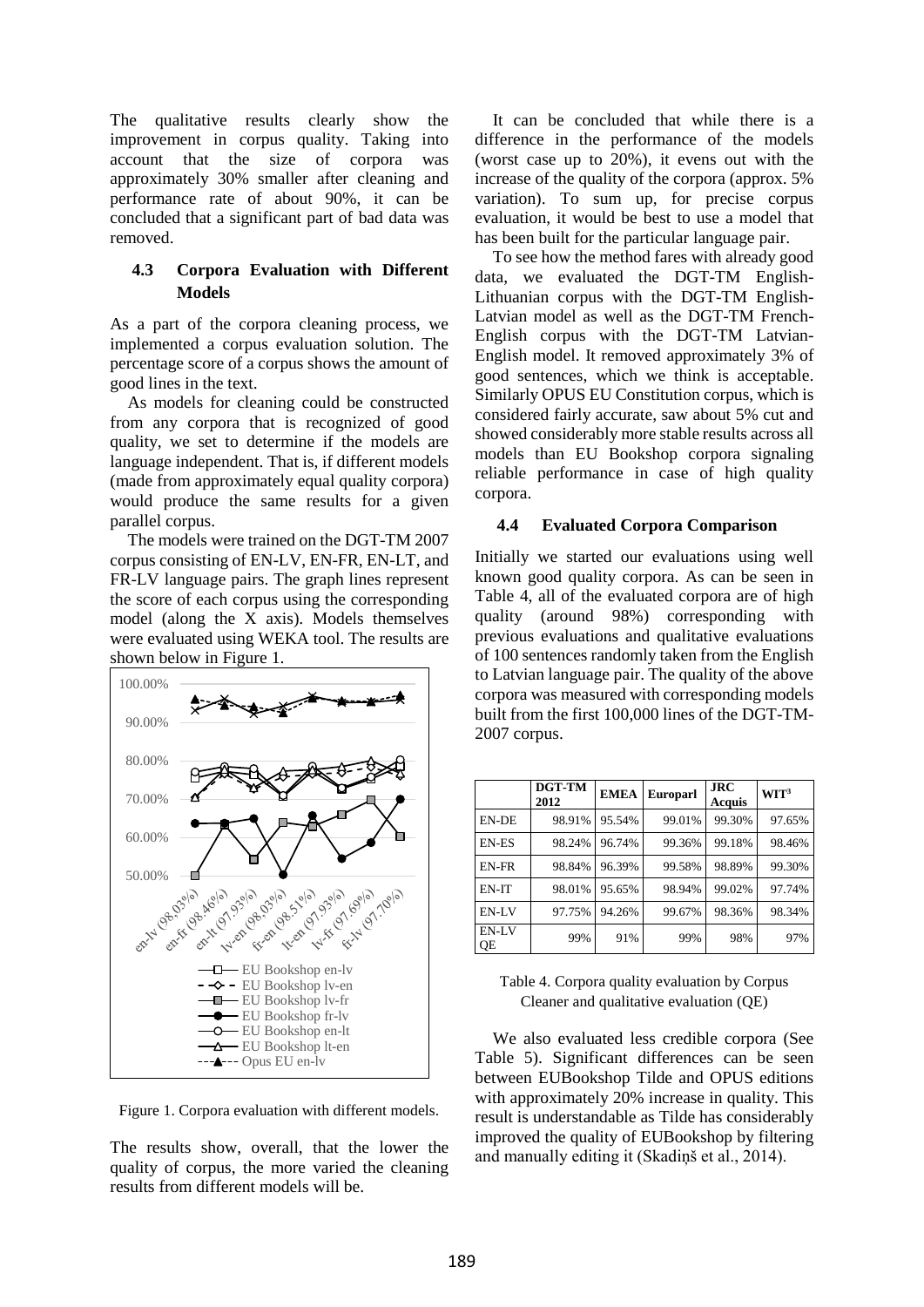The qualitative results clearly show the improvement in corpus quality. Taking into account that the size of corpora was approximately 30% smaller after cleaning and performance rate of about 90%, it can be concluded that a significant part of bad data was removed.

### 4.3 Corpora Evaluation with Different Models

As a part of the corpora cleaning process, we implemented a corpus evaluation solution. The percentage score of a corpus shows the amount of good lines in the text.

As models for cleaning could be constructed from any corpora that is recognized of good quality, we set to determine if the models are language independent. That is, if different models (made from approximately equal quality corpora) would produce the same results for a given parallel corpus.

The models were trained on the DGT-TM 2007 corpus consisting of EN-LV, EN-FR, EN-LT, and FR-LV language pairs. The graph lines represent the score of each corpus using the corresponding model (along the X axis). Models themselves were evaluated using WEKA tool. The results are shown below in Figure 1.

Figure 1. Corpora evaluation with different models.

The results show, overall, that the lower the quality of corpus, the more varied the cleaning results from different models will be.

It can be concluded that while there is a difference in the performance of the models (worst case up to 20%), it evens out with the increase of the quality of the corpora (approx. 5% variation). To sum up, for precise corpus evaluation, it would be best to use a model that has been built for the particular language pair.

To see how the method fares with already good data, we evaluated the DGT-TM English-Lithuanian corpus with the DGT-TM English-Latvian model as well as the DGT-TM French-English corpus with the DGT-TM Latvian-English model. It removed approximately 3% of good sentences, which we think is acceptable. Similarly OPUS EU Constitution corpus, which is considered fairly accurate, saw about 5% cut and showed considerably more stable results across all models than EU Bookshop corpora signaling reliable performance in case of high quality corpora.

### 4.4 Evaluated Corpora Comparison

Initially we started our evaluations using well known good quality corpora. As can be seen in Table 4, all of the evaluated corpora are of high quality (around 98%) corresponding with previous evaluations and qualitative evaluations of 100 sentences randomly taken from the English to Latvian language pair. The quality of the above corpora was measured with corresponding models built from the first 100,000 lines of the DGT-TM-2007 corpus.

| | DGT-TM 2012 | EMEA | Europarl | JRC Acquis | WIT[3] |
|---|---|---|---|---|---|
| EN-DE | 98.91% | 95.54% | 99.01% | 99.30% | 97.65% |
| EN-ES | 98.24% | 96.74% | 99.36% | 99.18% | 98.46% |
| EN-FR | 98.84% | 96.39% | 99.58% | 98.89% | 99.30% |
| EN-IT | 98.01% | 95.65% | 98.94% | 99.02% | 97.74% |
| EN-LV | 97.75% | 94.26% | 99.67% | 98.36% | 98.34% |
| EN-LV QE | 99% | 91% | 99% | 98% | 97% |

Table 4. Corpora quality evaluation by Corpus Cleaner and qualitative evaluation (QE)

We also evaluated less credible corpora (See Table 5). Significant differences can be seen between EUBookshop Tilde and OPUS editions with approximately 20% increase in quality. This result is understandable as Tilde has considerably improved the quality of EUBookshop by filtering and manually editing it (Skadiņš et al., 2014).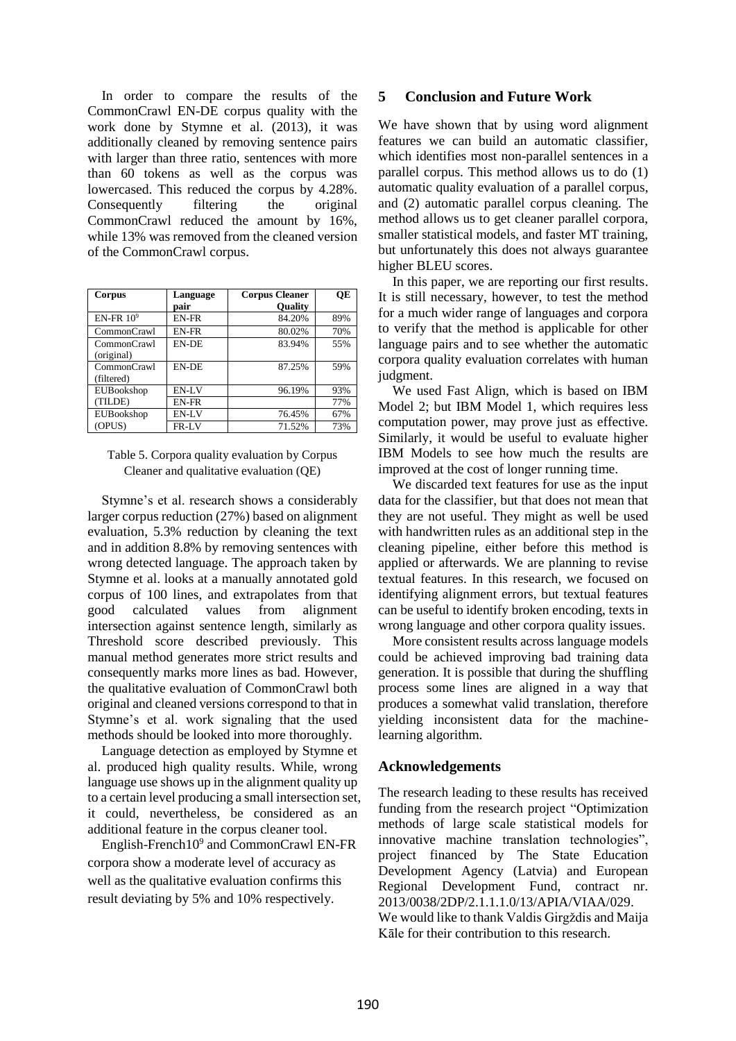In order to compare the results of the CommonCrawl EN-DE corpus quality with the work done by Stymne et al. (2013), it was additionally cleaned by removing sentence pairs with larger than three ratio, sentences with more than 60 tokens as well as the corpus was lowercased. This reduced the corpus by 4.28%. Consequently filtering the original CommonCrawl reduced the amount by 16%, while 13% was removed from the cleaned version of the CommonCrawl corpus.

| Corpus | Language pair | Corpus Cleaner Quality | QE |
|---|---|---|---|
| EN-FR 10[9] | EN-FR | 84.20% | 89% |
| CommonCrawl | EN-FR | 80.02% | 70% |
| CommonCrawl (original) | EN-DE | 83.94% | 55% |
| CommonCrawl (filtered) | EN-DE | 87.25% | 59% |
| EUBookshop (TILDE) | EN-LV | 96.19% | 93% |
| | EN-FR | | 77% |
| EUBookshop (OPUS) | EN-LV | 76.45% | 67% |
| | FR-LV | 71.52% | 73% |

Table 5. Corpora quality evaluation by Corpus Cleaner and qualitative evaluation (QE)

Stymne's et al. research shows a considerably larger corpus reduction (27%) based on alignment evaluation, 5.3% reduction by cleaning the text and in addition 8.8% by removing sentences with wrong detected language. The approach taken by Stymne et al. looks at a manually annotated gold corpus of 100 lines, and extrapolates from that good calculated values from alignment intersection against sentence length, similarly as Threshold score described previously. This manual method generates more strict results and consequently marks more lines as bad. However, the qualitative evaluation of CommonCrawl both original and cleaned versions correspond to that in Stymne's et al. work signaling that the used methods should be looked into more thoroughly.

Language detection as employed by Stymne et al. produced high quality results. While, wrong language use shows up in the alignment quality up to a certain level producing a small intersection set, it could, nevertheless, be considered as an additional feature in the corpus cleaner tool.

English-French10[9] and CommonCrawl EN-FR corpora show a moderate level of accuracy as well as the qualitative evaluation confirms this result deviating by 5% and 10% respectively.

## 5 Conclusion and Future Work

We have shown that by using word alignment features we can build an automatic classifier, which identifies most non-parallel sentences in a parallel corpus. This method allows us to do (1) automatic quality evaluation of a parallel corpus, and (2) automatic parallel corpus cleaning. The method allows us to get cleaner parallel corpora, smaller statistical models, and faster MT training, but unfortunately this does not always guarantee higher BLEU scores.

In this paper, we are reporting our first results. It is still necessary, however, to test the method for a much wider range of languages and corpora to verify that the method is applicable for other language pairs and to see whether the automatic corpora quality evaluation correlates with human judgment.

We used Fast Align, which is based on IBM Model 2; but IBM Model 1, which requires less computation power, may prove just as effective. Similarly, it would be useful to evaluate higher IBM Models to see how much the results are improved at the cost of longer running time.

We discarded text features for use as the input data for the classifier, but that does not mean that they are not useful. They might as well be used with handwritten rules as an additional step in the cleaning pipeline, either before this method is applied or afterwards. We are planning to revise textual features. In this research, we focused on identifying alignment errors, but textual features can be useful to identify broken encoding, texts in wrong language and other corpora quality issues.

More consistent results across language models could be achieved improving bad training data generation. It is possible that during the shuffling process some lines are aligned in a way that produces a somewhat valid translation, therefore yielding inconsistent data for the machine-learning algorithm.

## Acknowledgements

The research leading to these results has received funding from the research project "Optimization methods of large scale statistical models for innovative machine translation technologies", project financed by The State Education Development Agency (Latvia) and European Regional Development Fund, contract nr. 2013/0038/2DP/2.1.1.1.0/13/APIA/VIAA/029. We would like to thank Valdis Girgždis and Maija Kāle for their contribution to this research.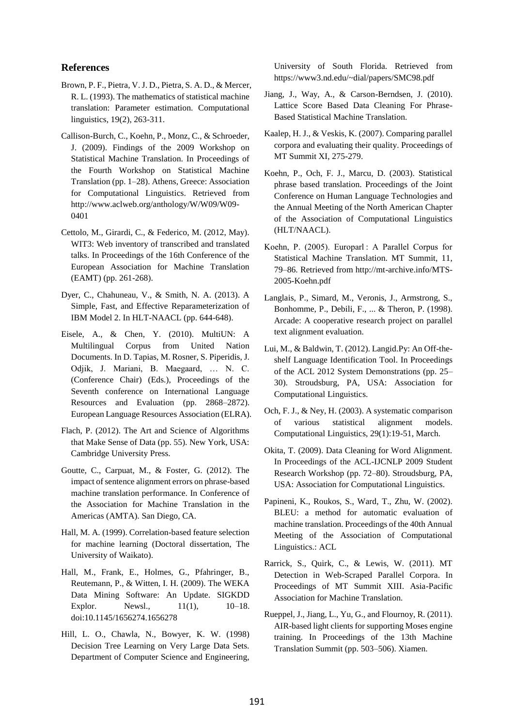## References

Brown, P. F., Pietra, V. J. D., Pietra, S. A. D., & Mercer, R. L. (1993). The mathematics of statistical machine translation: Parameter estimation. Computational linguistics, 19(2), 263-311.

Callison-Burch, C., Koehn, P., Monz, C., & Schroeder, J. (2009). Findings of the 2009 Workshop on Statistical Machine Translation. In Proceedings of the Fourth Workshop on Statistical Machine Translation (pp. 1–28). Athens, Greece: Association for Computational Linguistics. Retrieved from http://www.aclweb.org/anthology/W/W09/W09-0401

Cettolo, M., Girardi, C., & Federico, M. (2012, May). WIT3: Web inventory of transcribed and translated talks. In Proceedings of the 16th Conference of the European Association for Machine Translation (EAMT) (pp. 261-268).

Dyer, C., Chahuneau, V., & Smith, N. A. (2013). A Simple, Fast, and Effective Reparameterization of IBM Model 2. In HLT-NAACL (pp. 644-648).

Eisele, A., & Chen, Y. (2010). MultiUN: A Multilingual Corpus from United Nation Documents. In D. Tapias, M. Rosner, S. Piperidis, J. Odjik, J. Mariani, B. Maegaard, … N. C. (Conference Chair) (Eds.), Proceedings of the Seventh conference on International Language Resources and Evaluation (pp. 2868–2872). European Language Resources Association (ELRA).

Flach, P. (2012). The Art and Science of Algorithms that Make Sense of Data (pp. 55). New York, USA: Cambridge University Press.

Goutte, C., Carpuat, M., & Foster, G. (2012). The impact of sentence alignment errors on phrase-based machine translation performance. In Conference of the Association for Machine Translation in the Americas (AMTA). San Diego, CA.

Hall, M. A. (1999). Correlation-based feature selection for machine learning (Doctoral dissertation, The University of Waikato).

Hall, M., Frank, E., Holmes, G., Pfahringer, B., Reutemann, P., & Witten, I. H. (2009). The WEKA Data Mining Software: An Update. SIGKDD Explor. Newsl., 11(1), 10–18. doi:10.1145/1656274.1656278

Hill, L. O., Chawla, N., Bowyer, K. W. (1998) Decision Tree Learning on Very Large Data Sets. Department of Computer Science and Engineering, University of South Florida. Retrieved from https://www3.nd.edu/~dial/papers/SMC98.pdf

Jiang, J., Way, A., & Carson-Berndsen, J. (2010). Lattice Score Based Data Cleaning For Phrase-Based Statistical Machine Translation.

Kaalep, H. J., & Veskis, K. (2007). Comparing parallel corpora and evaluating their quality. Proceedings of MT Summit XI, 275-279.

Koehn, P., Och, F. J., Marcu, D. (2003). Statistical phrase based translation. Proceedings of the Joint Conference on Human Language Technologies and the Annual Meeting of the North American Chapter of the Association of Computational Linguistics (HLT/NAACL).

Koehn, P. (2005). Europarl : A Parallel Corpus for Statistical Machine Translation. MT Summit, 11, 79–86. Retrieved from http://mt-archive.info/MTS-2005-Koehn.pdf

Langlais, P., Simard, M., Veronis, J., Armstrong, S., Bonhomme, P., Debili, F., ... & Theron, P. (1998). Arcade: A cooperative research project on parallel text alignment evaluation.

Lui, M., & Baldwin, T. (2012). Langid.Py: An Off-the-shelf Language Identification Tool. In Proceedings of the ACL 2012 System Demonstrations (pp. 25–30). Stroudsburg, PA, USA: Association for Computational Linguistics.

Och, F. J., & Ney, H. (2003). A systematic comparison of various statistical alignment models. Computational Linguistics, 29(1):19-51, March.

Okita, T. (2009). Data Cleaning for Word Alignment. In Proceedings of the ACL-IJCNLP 2009 Student Research Workshop (pp. 72–80). Stroudsburg, PA, USA: Association for Computational Linguistics.

Papineni, K., Roukos, S., Ward, T., Zhu, W. (2002). BLEU: a method for automatic evaluation of machine translation. Proceedings of the 40th Annual Meeting of the Association of Computational Linguistics.: ACL

Rarrick, S., Quirk, C., & Lewis, W. (2011). MT Detection in Web-Scraped Parallel Corpora. In Proceedings of MT Summit XIII. Asia-Pacific Association for Machine Translation.

Rueppel, J., Jiang, L., Yu, G., and Flournoy, R. (2011). AIR-based light clients for supporting Moses engine training. In Proceedings of the 13th Machine Translation Summit (pp. 503–506). Xiamen.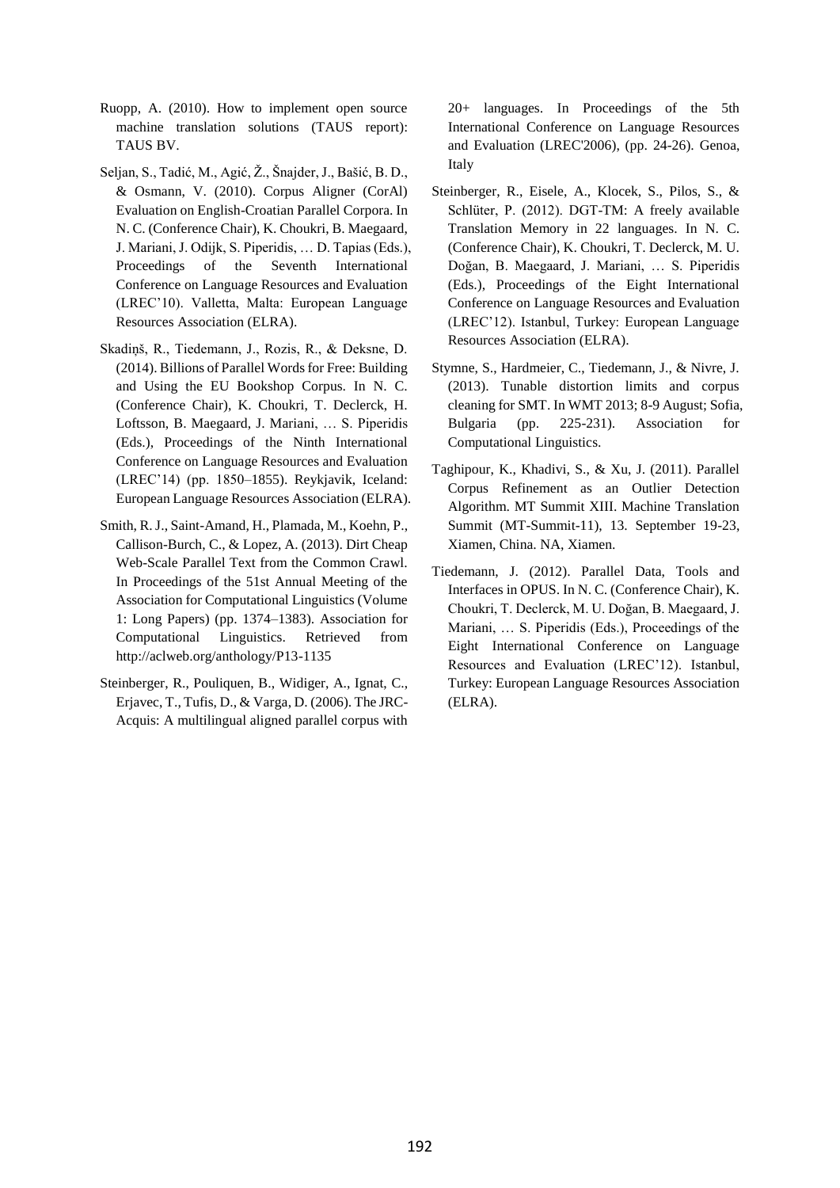Ruopp, A. (2010). How to implement open source machine translation solutions (TAUS report): TAUS BV.

Seljan, S., Tadić, M., Agić, Ž., Šnajder, J., Bašić, B. D., & Osmann, V. (2010). Corpus Aligner (CorAl) Evaluation on English-Croatian Parallel Corpora. In N. C. (Conference Chair), K. Choukri, B. Maegaard, J. Mariani, J. Odijk, S. Piperidis, … D. Tapias (Eds.), Proceedings of the Seventh International Conference on Language Resources and Evaluation (LREC'10). Valletta, Malta: European Language Resources Association (ELRA).

Skadiņš, R., Tiedemann, J., Rozis, R., & Deksne, D. (2014). Billions of Parallel Words for Free: Building and Using the EU Bookshop Corpus. In N. C. (Conference Chair), K. Choukri, T. Declerck, H. Loftsson, B. Maegaard, J. Mariani, … S. Piperidis (Eds.), Proceedings of the Ninth International Conference on Language Resources and Evaluation (LREC'14) (pp. 1850–1855). Reykjavik, Iceland: European Language Resources Association (ELRA).

Smith, R. J., Saint-Amand, H., Plamada, M., Koehn, P., Callison-Burch, C., & Lopez, A. (2013). Dirt Cheap Web-Scale Parallel Text from the Common Crawl. In Proceedings of the 51st Annual Meeting of the Association for Computational Linguistics (Volume 1: Long Papers) (pp. 1374–1383). Association for Computational Linguistics. Retrieved from http://aclweb.org/anthology/P13-1135

Steinberger, R., Pouliquen, B., Widiger, A., Ignat, C., Erjavec, T., Tufis, D., & Varga, D. (2006). The JRC-Acquis: A multilingual aligned parallel corpus with 20+ languages. In Proceedings of the 5th International Conference on Language Resources and Evaluation (LREC'2006), (pp. 24-26). Genoa, Italy

Steinberger, R., Eisele, A., Klocek, S., Pilos, S., & Schlüter, P. (2012). DGT-TM: A freely available Translation Memory in 22 languages. In N. C. (Conference Chair), K. Choukri, T. Declerck, M. U. Doğan, B. Maegaard, J. Mariani, … S. Piperidis (Eds.), Proceedings of the Eight International Conference on Language Resources and Evaluation (LREC'12). Istanbul, Turkey: European Language Resources Association (ELRA).

Stymne, S., Hardmeier, C., Tiedemann, J., & Nivre, J. (2013). Tunable distortion limits and corpus cleaning for SMT. In WMT 2013; 8-9 August; Sofia, Bulgaria (pp. 225-231). Association for Computational Linguistics.

Taghipour, K., Khadivi, S., & Xu, J. (2011). Parallel Corpus Refinement as an Outlier Detection Algorithm. MT Summit XIII. Machine Translation Summit (MT-Summit-11), 13. September 19-23, Xiamen, China. NA, Xiamen.

Tiedemann, J. (2012). Parallel Data, Tools and Interfaces in OPUS. In N. C. (Conference Chair), K. Choukri, T. Declerck, M. U. Doğan, B. Maegaard, J. Mariani, … S. Piperidis (Eds.), Proceedings of the Eight International Conference on Language Resources and Evaluation (LREC'12). Istanbul, Turkey: European Language Resources Association (ELRA).